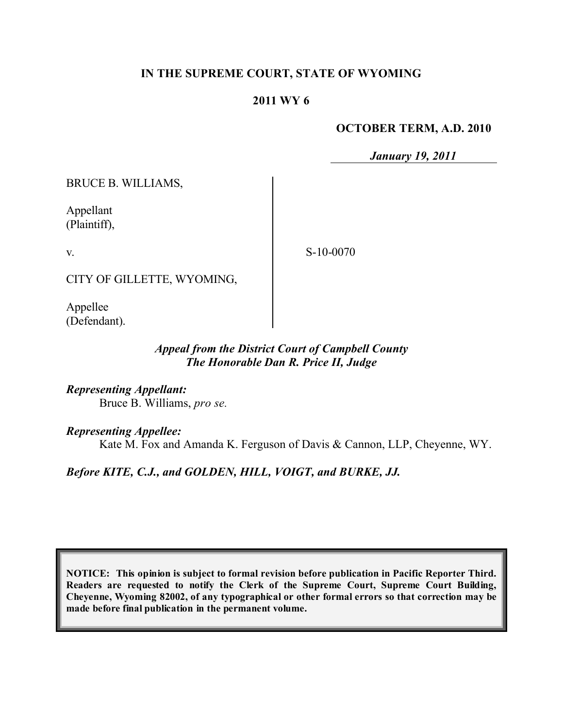**IN THE SUPREME COURT, STATE OF WYOMING**

**2011 WY 6**

**OCTOBER TERM, A.D. 2010**

***January 19, 2011***

| | |
|---|---|
| BRUCE B. WILLIAMS,<br><br>Appellant<br>(Plaintiff),<br><br>v.<br><br>CITY OF GILLETTE, WYOMING,<br><br>Appellee<br>(Defendant). | S-10-0070 |

***Appeal from the District Court of Campbell County***
***The Honorable Dan R. Price II, Judge***

***Representing Appellant:***
Bruce B. Williams, *pro se.*

***Representing Appellee:***
Kate M. Fox and Amanda K. Ferguson of Davis & Cannon, LLP, Cheyenne, WY.

***Before KITE, C.J., and GOLDEN, HILL, VOIGT, and BURKE, JJ.***

**NOTICE: This opinion is subject to formal revision before publication in Pacific Reporter Third. Readers are requested to notify the Clerk of the Supreme Court, Supreme Court Building, Cheyenne, Wyoming 82002, of any typographical or other formal errors so that correction may be made before final publication in the permanent volume.**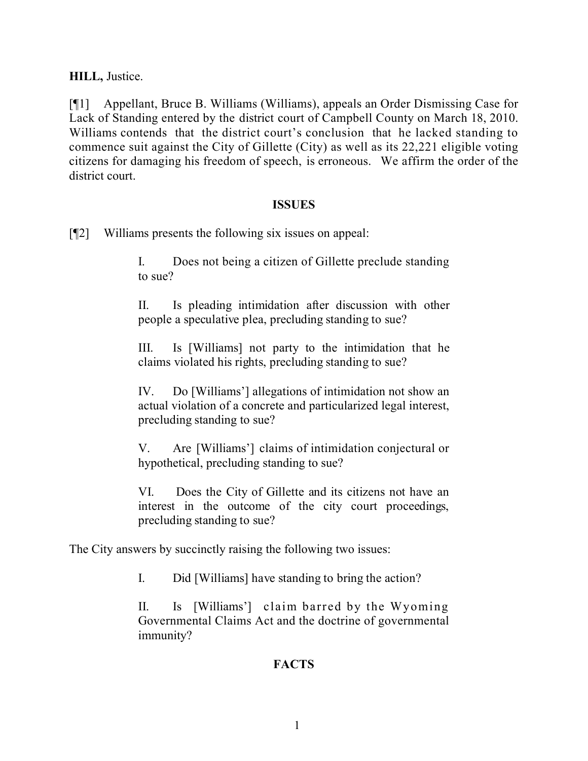**HILL,** Justice.

[¶1] Appellant, Bruce B. Williams (Williams), appeals an Order Dismissing Case for Lack of Standing entered by the district court of Campbell County on March 18, 2010. Williams contends that the district court's conclusion that he lacked standing to commence suit against the City of Gillette (City) as well as its 22,221 eligible voting citizens for damaging his freedom of speech, is erroneous. We affirm the order of the district court.

## ISSUES

[¶2] Williams presents the following six issues on appeal:

> I. Does not being a citizen of Gillette preclude standing to sue?
>
> II. Is pleading intimidation after discussion with other people a speculative plea, precluding standing to sue?
>
> III. Is [Williams] not party to the intimidation that he claims violated his rights, precluding standing to sue?
>
> IV. Do [Williams'] allegations of intimidation not show an actual violation of a concrete and particularized legal interest, precluding standing to sue?
>
> V. Are [Williams'] claims of intimidation conjectural or hypothetical, precluding standing to sue?
>
> VI. Does the City of Gillette and its citizens not have an interest in the outcome of the city court proceedings, precluding standing to sue?

The City answers by succinctly raising the following two issues:

> I. Did [Williams] have standing to bring the action?
>
> II. Is [Williams'] claim barred by the Wyoming Governmental Claims Act and the doctrine of governmental immunity?

## FACTS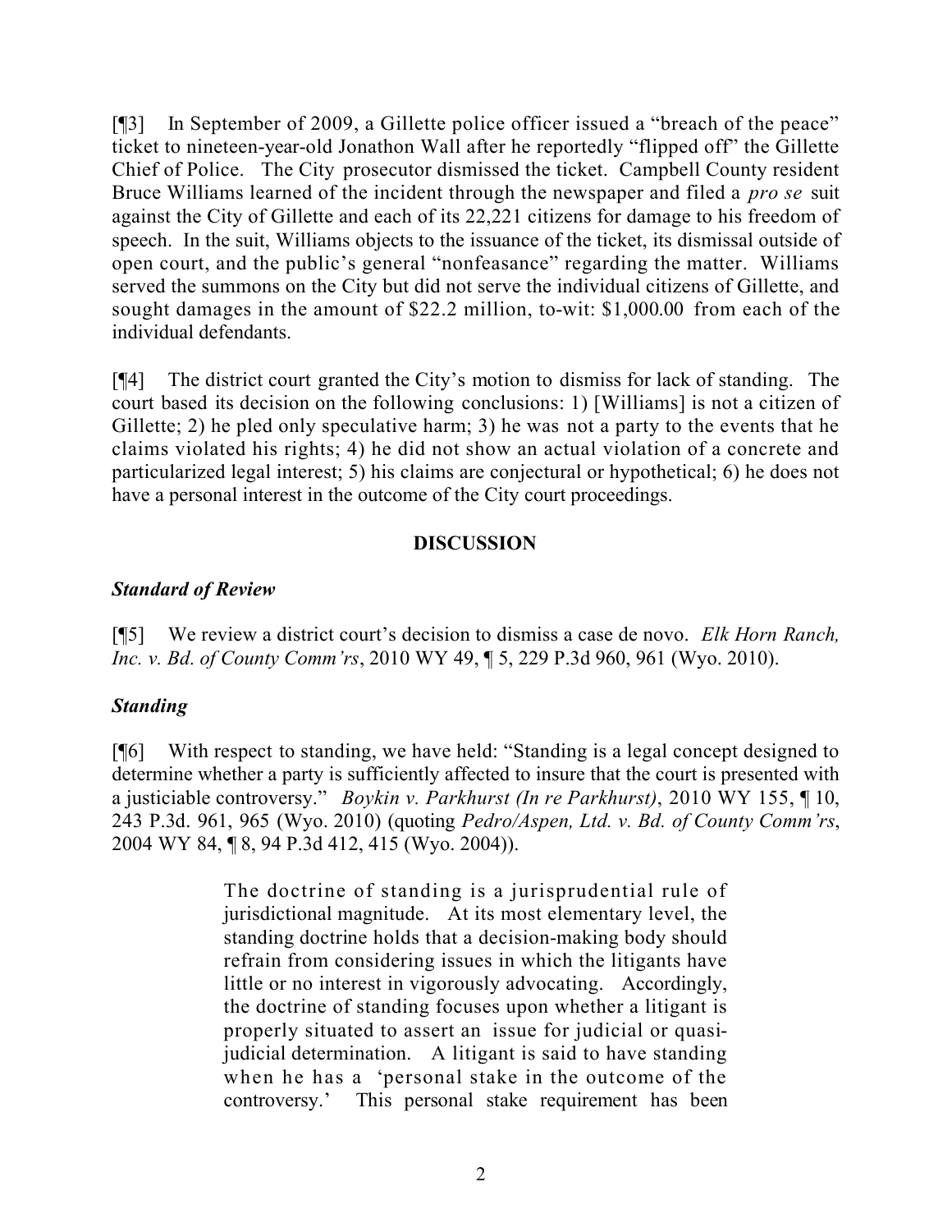[¶3] In September of 2009, a Gillette police officer issued a "breach of the peace" ticket to nineteen-year-old Jonathon Wall after he reportedly "flipped off" the Gillette Chief of Police. The City prosecutor dismissed the ticket. Campbell County resident Bruce Williams learned of the incident through the newspaper and filed a *pro se* suit against the City of Gillette and each of its 22,221 citizens for damage to his freedom of speech. In the suit, Williams objects to the issuance of the ticket, its dismissal outside of open court, and the public's general "nonfeasance" regarding the matter. Williams served the summons on the City but did not serve the individual citizens of Gillette, and sought damages in the amount of $22.2 million, to-wit: $1,000.00 from each of the individual defendants.

[¶4] The district court granted the City's motion to dismiss for lack of standing. The court based its decision on the following conclusions: 1) [Williams] is not a citizen of Gillette; 2) he pled only speculative harm; 3) he was not a party to the events that he claims violated his rights; 4) he did not show an actual violation of a concrete and particularized legal interest; 5) his claims are conjectural or hypothetical; 6) he does not have a personal interest in the outcome of the City court proceedings.

## DISCUSSION

### *Standard of Review*

[¶5] We review a district court's decision to dismiss a case de novo. *Elk Horn Ranch, Inc. v. Bd. of County Comm'rs*, 2010 WY 49, ¶ 5, 229 P.3d 960, 961 (Wyo. 2010).

### *Standing*

[¶6] With respect to standing, we have held: "Standing is a legal concept designed to determine whether a party is sufficiently affected to insure that the court is presented with a justiciable controversy." *Boykin v. Parkhurst (In re Parkhurst)*, 2010 WY 155, ¶ 10, 243 P.3d. 961, 965 (Wyo. 2010) (quoting *Pedro/Aspen, Ltd. v. Bd. of County Comm'rs*, 2004 WY 84, ¶ 8, 94 P.3d 412, 415 (Wyo. 2004)).

> The doctrine of standing is a jurisprudential rule of jurisdictional magnitude. At its most elementary level, the standing doctrine holds that a decision-making body should refrain from considering issues in which the litigants have little or no interest in vigorously advocating. Accordingly, the doctrine of standing focuses upon whether a litigant is properly situated to assert an issue for judicial or quasi-judicial determination. A litigant is said to have standing when he has a 'personal stake in the outcome of the controversy.' This personal stake requirement has been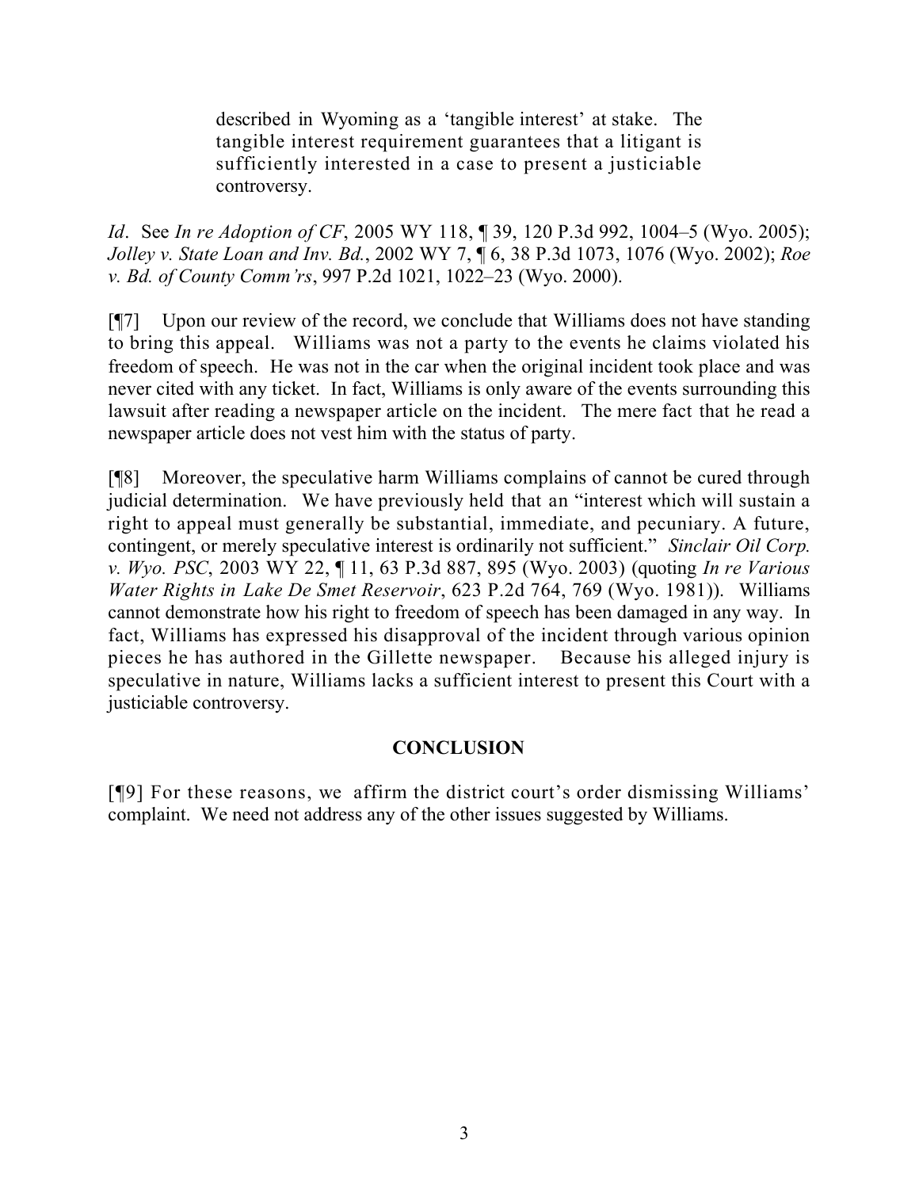> described in Wyoming as a 'tangible interest' at stake. The tangible interest requirement guarantees that a litigant is sufficiently interested in a case to present a justiciable controversy.

*Id*. See *In re Adoption of CF*, 2005 WY 118, ¶ 39, 120 P.3d 992, 1004–5 (Wyo. 2005); *Jolley v. State Loan and Inv. Bd.*, 2002 WY 7, ¶ 6, 38 P.3d 1073, 1076 (Wyo. 2002); *Roe v. Bd. of County Comm'rs*, 997 P.2d 1021, 1022–23 (Wyo. 2000).

[¶7] Upon our review of the record, we conclude that Williams does not have standing to bring this appeal. Williams was not a party to the events he claims violated his freedom of speech. He was not in the car when the original incident took place and was never cited with any ticket. In fact, Williams is only aware of the events surrounding this lawsuit after reading a newspaper article on the incident. The mere fact that he read a newspaper article does not vest him with the status of party.

[¶8] Moreover, the speculative harm Williams complains of cannot be cured through judicial determination. We have previously held that an "interest which will sustain a right to appeal must generally be substantial, immediate, and pecuniary. A future, contingent, or merely speculative interest is ordinarily not sufficient." *Sinclair Oil Corp. v. Wyo. PSC*, 2003 WY 22, ¶ 11, 63 P.3d 887, 895 (Wyo. 2003) (quoting *In re Various Water Rights in Lake De Smet Reservoir*, 623 P.2d 764, 769 (Wyo. 1981)). Williams cannot demonstrate how his right to freedom of speech has been damaged in any way. In fact, Williams has expressed his disapproval of the incident through various opinion pieces he has authored in the Gillette newspaper. Because his alleged injury is speculative in nature, Williams lacks a sufficient interest to present this Court with a justiciable controversy.

## CONCLUSION

[¶9] For these reasons, we affirm the district court's order dismissing Williams' complaint. We need not address any of the other issues suggested by Williams.